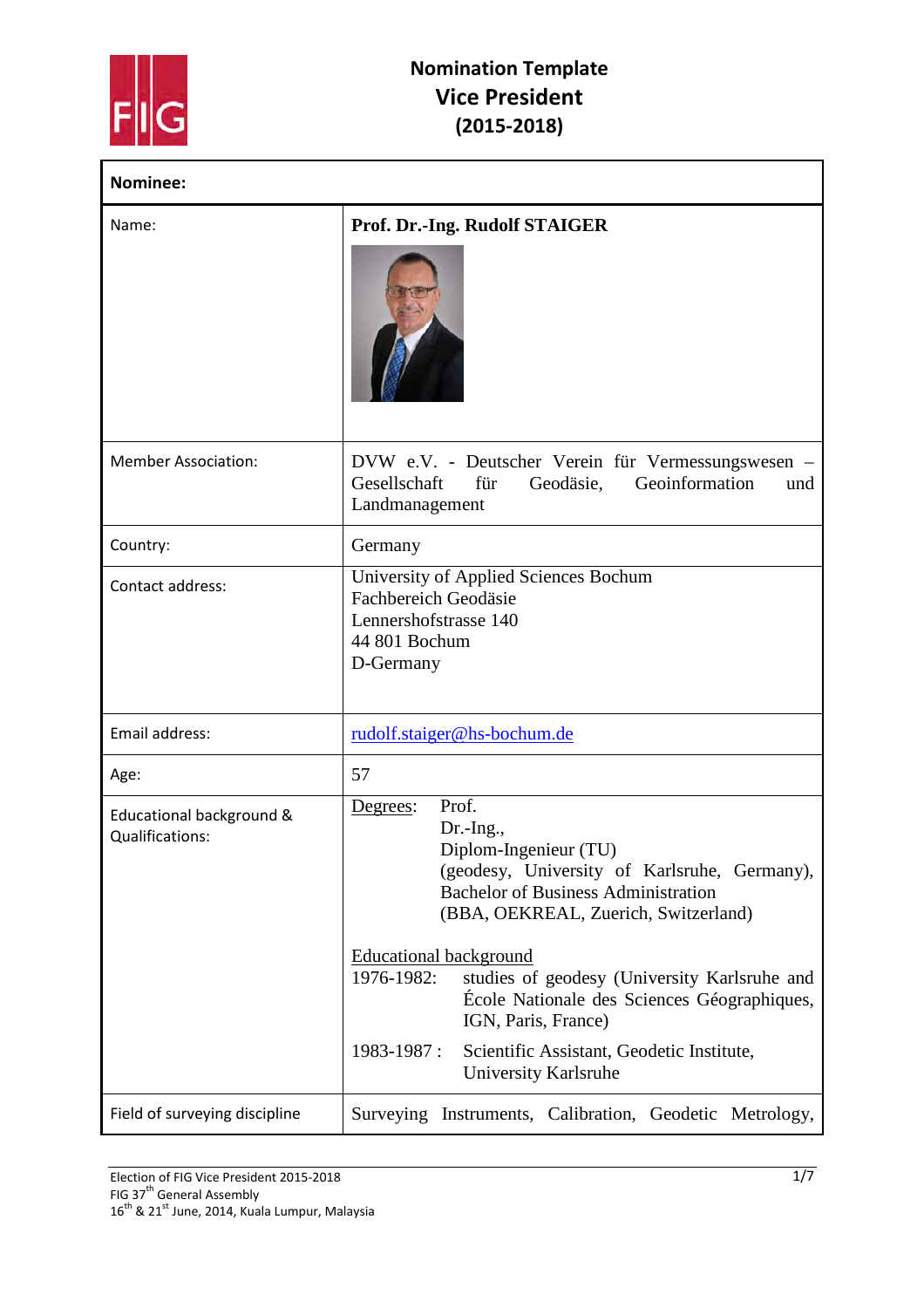# Nomination Template
## Vice President
## (2015-2018)

| Nominee: | |
|---|---|
| Name: | **Prof. Dr.-Ing. Rudolf STAIGER** |
| Member Association: | DVW e.V. - Deutscher Verein für Vermessungswesen – Gesellschaft für Geodäsie, Geoinformation und Landmanagement |
| Country: | Germany |
| Contact address: | University of Applied Sciences Bochum<br>Fachbereich Geodäsie<br>Lennershofstrasse 140<br>44 801 Bochum<br>D-Germany |
| Email address: | rudolf.staiger@hs-bochum.de |
| Age: | 57 |
| Educational background & Qualifications: | Degrees: Prof.<br>Dr.-Ing.,<br>Diplom-Ingenieur (TU)<br>(geodesy, University of Karlsruhe, Germany),<br>Bachelor of Business Administration<br>(BBA, OEKREAL, Zuerich, Switzerland)<br><br>Educational background<br>1976-1982: studies of geodesy (University Karlsruhe and École Nationale des Sciences Géographiques, IGN, Paris, France)<br>1983-1987 : Scientific Assistant, Geodetic Institute, University Karlsruhe |
| Field of surveying discipline | Surveying Instruments, Calibration, Geodetic Metrology, |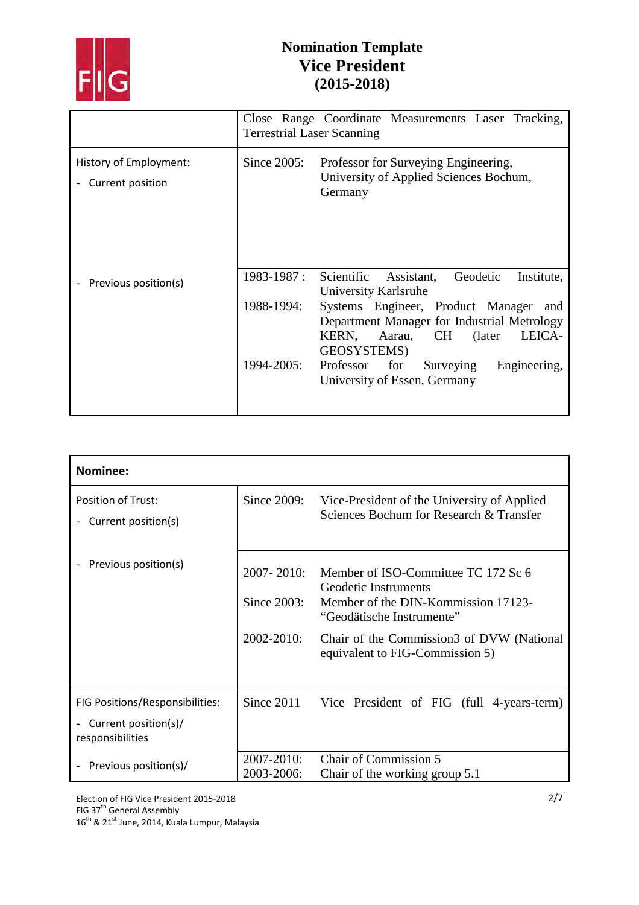# Nomination Template
# Vice President
# (2015-2018)

| | |
|---|---|
| | Close Range Coordinate Measurements Laser Tracking, Terrestrial Laser Scanning |
| History of Employment:<br>- Current position | Since 2005: Professor for Surveying Engineering, University of Applied Sciences Bochum, Germany |
| - Previous position(s) | 1983-1987 : Scientific Assistant, Geodetic Institute, University Karlsruhe<br>1988-1994: Systems Engineer, Product Manager and Department Manager for Industrial Metrology KERN, Aarau, CH (later LEICA-GEOSYSTEMS)<br>1994-2005: Professor for Surveying Engineering, University of Essen, Germany |

| **Nominee:** | |
|---|---|
| Position of Trust:<br>- Current position(s) | Since 2009: Vice-President of the University of Applied Sciences Bochum for Research & Transfer |
| - Previous position(s) | 2007- 2010: Member of ISO-Committee TC 172 Sc 6 Geodetic Instruments<br>Since 2003: Member of the DIN-Kommission 17123- "Geodätische Instrumente"<br>2002-2010: Chair of the Commission3 of DVW (National equivalent to FIG-Commission 5) |
| FIG Positions/Responsibilities:<br>- Current position(s)/ responsibilities | Since 2011 Vice President of FIG (full 4-years-term) |
| - Previous position(s)/ | 2007-2010: Chair of Commision 5<br>2003-2006: Chair of the working group 5.1 |

Election of FIG Vice President 2015-2018
FIG 37th General Assembly
16th & 21st June, 2014, Kuala Lumpur, Malaysia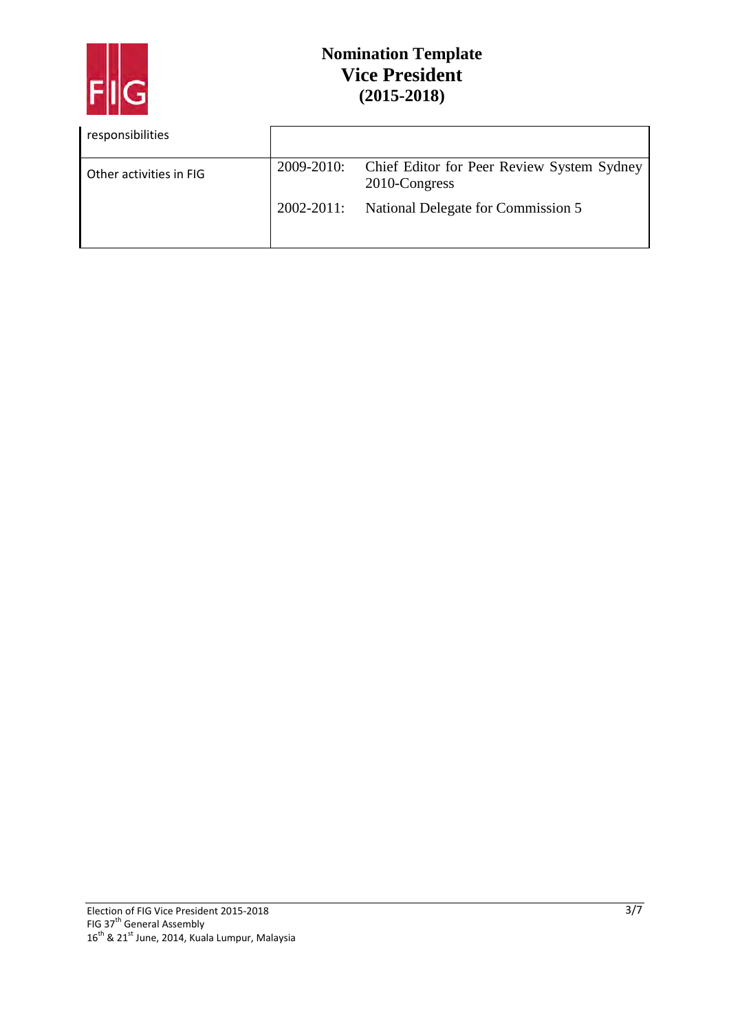| | | |
|---|---|---|
| responsibilities | | |
| Other activities in FIG | 2009-2010: | Chief Editor for Peer Review System Sydney 2010-Congress |
| | 2002-2011: | National Delegate for Commission 5 |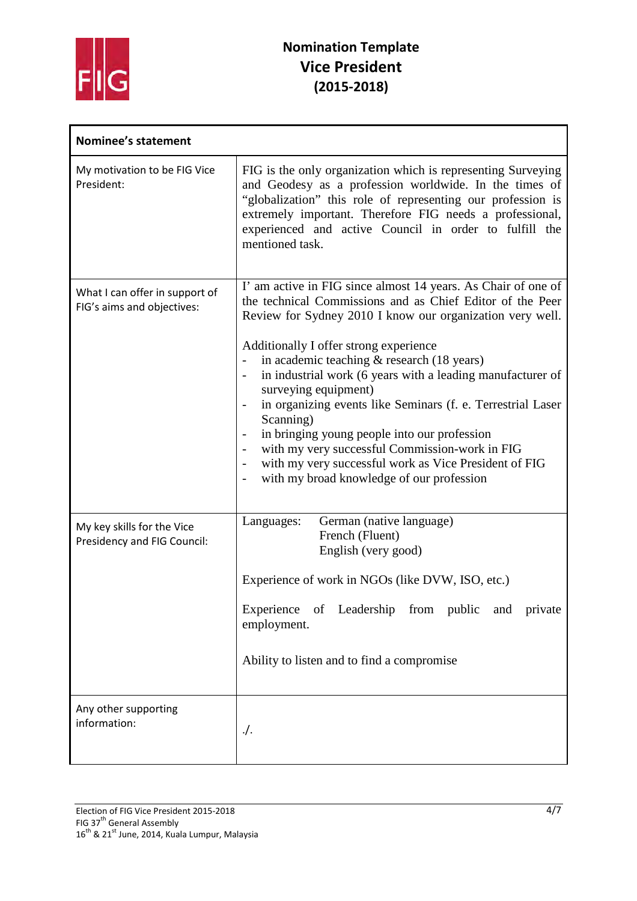# Nomination Template
## Vice President
## (2015-2018)

| Nominee's statement | |
|---|---|
| My motivation to be FIG Vice President: | FIG is the only organization which is representing Surveying and Geodesy as a profession worldwide. In the times of "globalization" this role of representing our profession is extremely important. Therefore FIG needs a professional, experienced and active Council in order to fulfill the mentioned task. |
| What I can offer in support of FIG's aims and objectives: | I' am active in FIG since almost 14 years. As Chair of one of the technical Commissions and as Chief Editor of the Peer Review for Sydney 2010 I know our organization very well.<br><br>Additionally I offer strong experience<br>- in academic teaching & research (18 years)<br>- in industrial work (6 years with a leading manufacturer of surveying equipment)<br>- in organizing events like Seminars (f. e. Terrestrial Laser Scanning)<br>- in bringing young people into our profession<br>- with my very successful Commission-work in FIG<br>- with my very successful work as Vice President of FIG<br>- with my broad knowledge of our profession |
| My key skills for the Vice Presidency and FIG Council: | Languages: German (native language)<br>French (Fluent)<br>English (very good)<br><br>Experience of work in NGOs (like DVW, ISO, etc.)<br><br>Experience of Leadership from public and private employment.<br><br>Ability to listen and to find a compromise |
| Any other supporting information: | ./. |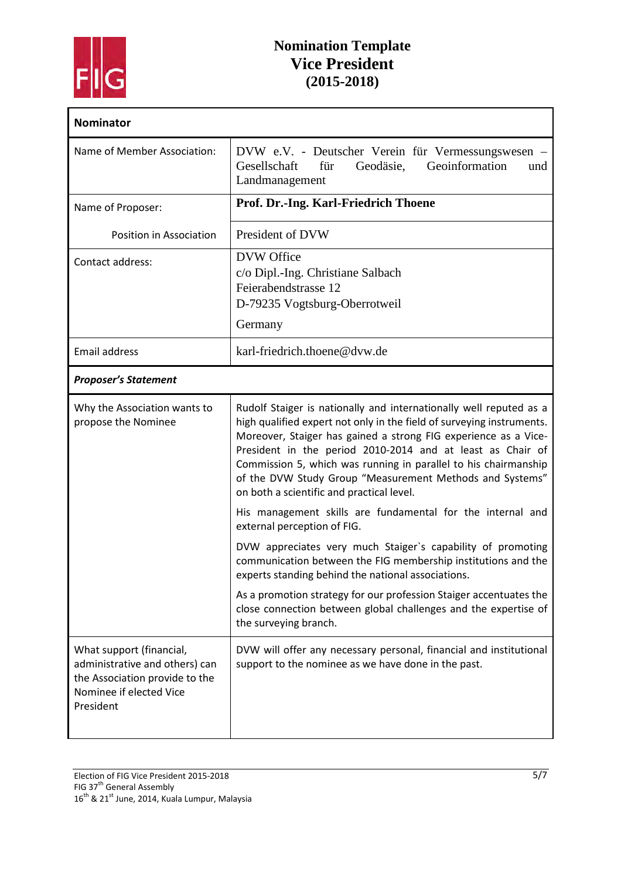# Nomination Template
## Vice President
## (2015-2018)

| **Nominator** | |
|---|---|
| Name of Member Association: | DVW e.V. - Deutscher Verein für Vermessungswesen – Gesellschaft für Geodäsie, Geoinformation und Landmanagement |
| Name of Proposer: | **Prof. Dr.-Ing. Karl-Friedrich Thoene** |
| Position in Association | President of DVW |
| Contact address: | DVW Office<br>c/o Dipl.-Ing. Christiane Salbach<br>Feierabendstrasse 12<br>D-79235 Vogtsburg-Oberrotweil<br>Germany |
| Email address | karl-friedrich.thoene@dvw.de |
| ***Proposer's Statement*** | |
| Why the Association wants to propose the Nominee | Rudolf Staiger is nationally and internationally well reputed as a high qualified expert not only in the field of surveying instruments. Moreover, Staiger has gained a strong FIG experience as a Vice-President in the period 2010-2014 and at least as Chair of Commission 5, which was running in parallel to his chairmanship of the DVW Study Group "Measurement Methods and Systems" on both a scientific and practical level.<br><br>His management skills are fundamental for the internal and external perception of FIG.<br><br>DVW appreciates very much Staiger`s capability of promoting communication between the FIG membership institutions and the experts standing behind the national associations.<br><br>As a promotion strategy for our profession Staiger accentuates the close connection between global challenges and the expertise of the surveying branch. |
| What support (financial, administrative and others) can the Association provide to the Nominee if elected Vice President | DVW will offer any necessary personal, financial and institutional support to the nominee as we have done in the past. |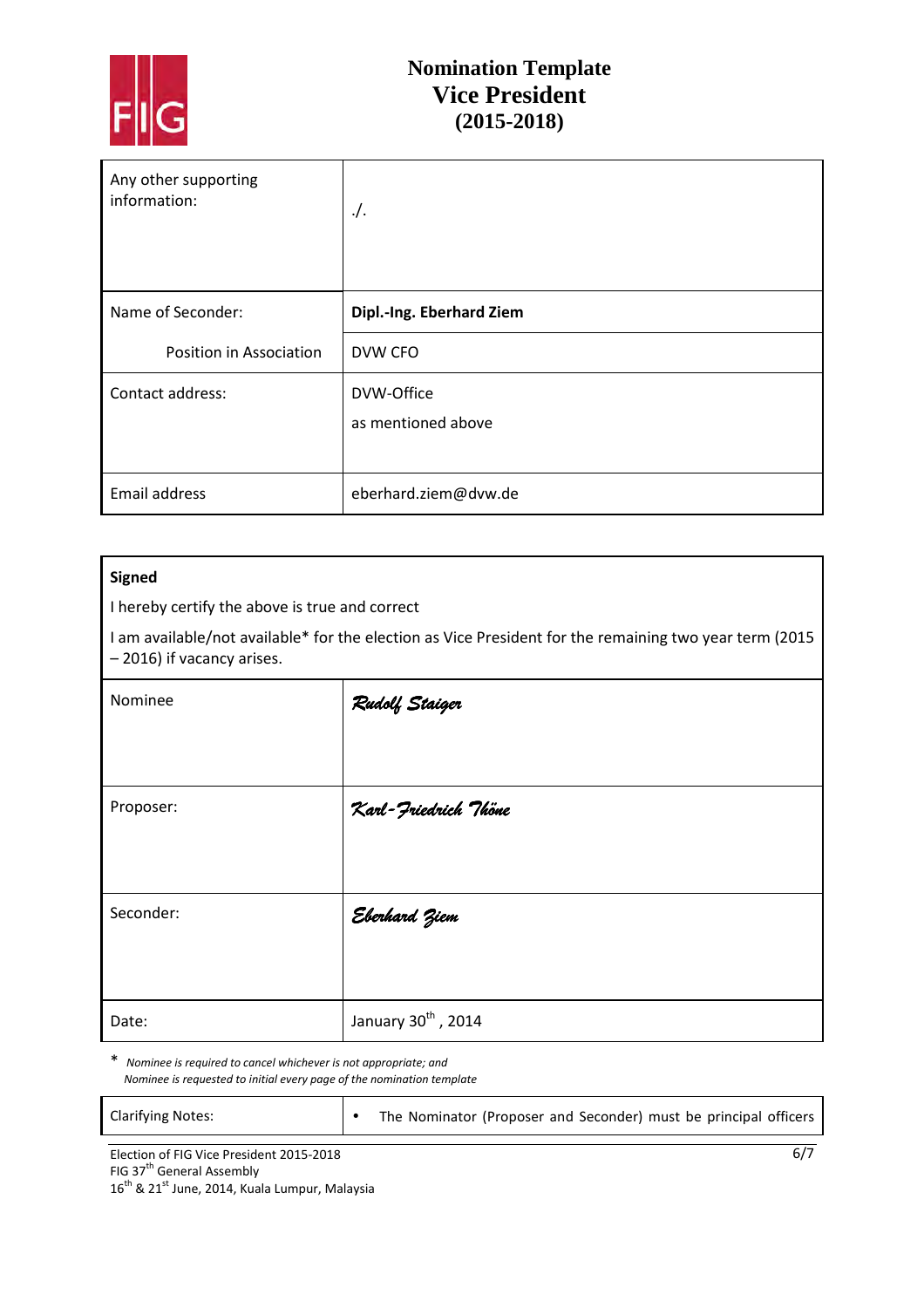# Nomination Template
# Vice President
# (2015-2018)

| Any other supporting information: | ./. |
|---|---|
| Name of Seconder: | **Dipl.-Ing. Eberhard Ziem** |
| Position in Association | DVW CFO |
| Contact address: | DVW-Office<br>as mentioned above |
| Email address | eberhard.ziem@dvw.de |

**Signed**

I hereby certify the above is true and correct

I am available/not available* for the election as Vice President for the remaining two year term (2015 – 2016) if vacancy arises.

| Nominee | *Rudolf Staiger* |
|---|---|
| Proposer: | *Karl-Friedrich Thöne* |
| Seconder: | *Eberhard Ziem* |
| Date: | January 30th, 2014 |

\* *Nominee is required to cancel whichever is not appropriate; and*
*Nominee is requested to initial every page of the nomination template*

| Clarifying Notes: | • The Nominator (Proposer and Seconder) must be principal officers |
|---|---|

Election of FIG Vice President 2015-2018
FIG 37th General Assembly
16th & 21st June, 2014, Kuala Lumpur, Malaysia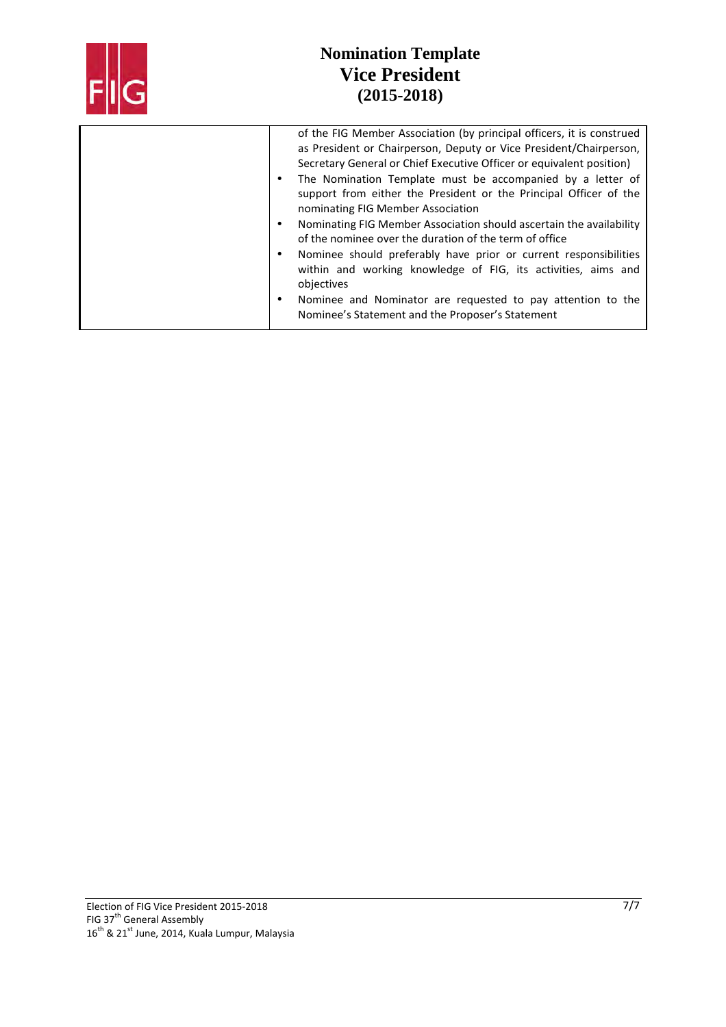| | of the FIG Member Association (by principal officers, it is construed as President or Chairperson, Deputy or Vice President/Chairperson, Secretary General or Chief Executive Officer or equivalent position)<br>• The Nomination Template must be accompanied by a letter of support from either the President or the Principal Officer of the nominating FIG Member Association<br>• Nominating FIG Member Association should ascertain the availability of the nominee over the duration of the term of office<br>• Nominee should preferably have prior or current responsibilities within and working knowledge of FIG, its activities, aims and objectives<br>• Nominee and Nominator are requested to pay attention to the Nominee's Statement and the Proposer's Statement |
|---|---|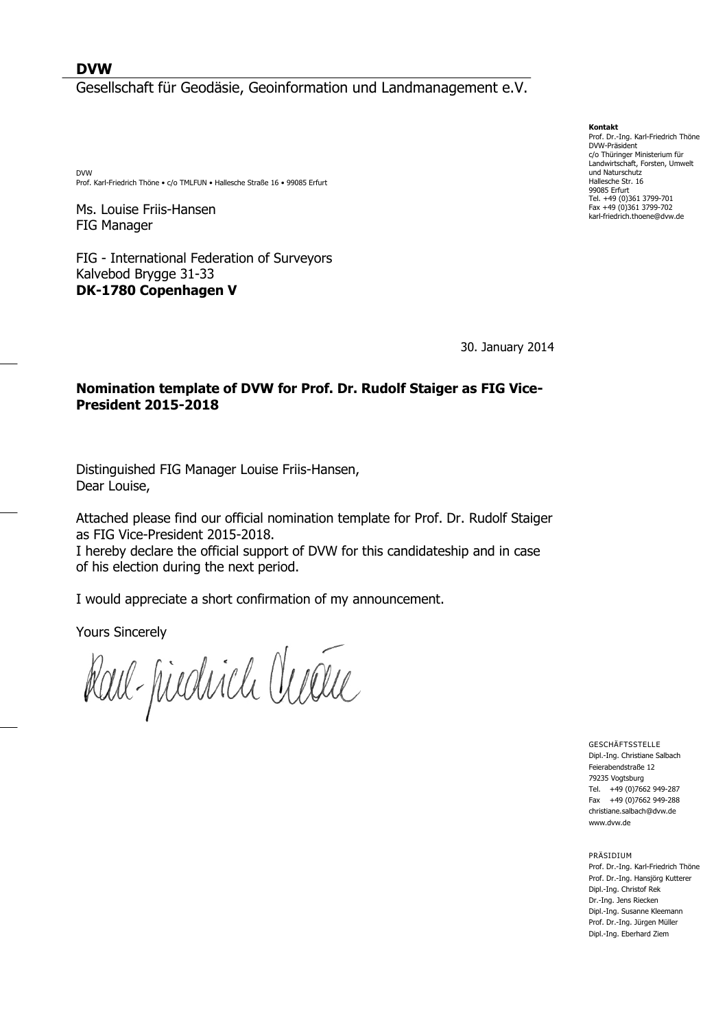**DVW**

Gesellschaft für Geodäsie, Geoinformation und Landmanagement e.V.

DVW
Prof. Karl-Friedrich Thöne • c/o TMLFUN • Hallesche Straße 16 • 99085 Erfurt

Ms. Louise Friis-Hansen
FIG Manager

FIG - International Federation of Surveyors
Kalvebod Brygge 31-33
**DK-1780 Copenhagen V**

**Kontakt**
Prof. Dr.-Ing. Karl-Friedrich Thöne
DVW-Präsident
c/o Thüringer Ministerium für Landwirtschaft, Forsten, Umwelt und Naturschutz
Hallesche Str. 16
99085 Erfurt
Tel. +49 (0)361 3799-701
Fax +49 (0)361 3799-702
karl-friedrich.thoene@dvw.de

30. January 2014

**Nomination template of DVW for Prof. Dr. Rudolf Staiger as FIG Vice-President 2015-2018**

Distinguished FIG Manager Louise Friis-Hansen,
Dear Louise,

Attached please find our official nomination template for Prof. Dr. Rudolf Staiger as FIG Vice-President 2015-2018.
I hereby declare the official support of DVW for this candidateship and in case of his election during the next period.

I would appreciate a short confirmation of my announcement.

Yours Sincerely

Karl-Friedrich Thöne

GESCHÄFTSSTELLE
Dipl.-Ing. Christiane Salbach
Feierabendstraße 12
79235 Vogtsburg
Tel. +49 (0)7662 949-287
Fax +49 (0)7662 949-288
christiane.salbach@dvw.de
www.dvw.de

PRÄSIDIUM
Prof. Dr.-Ing. Karl-Friedrich Thöne
Prof. Dr.-Ing. Hansjörg Kutterer
Dipl.-Ing. Christof Rek
Dr.-Ing. Jens Riecken
Dipl.-Ing. Susanne Kleemann
Prof. Dr.-Ing. Jürgen Müller
Dipl.-Ing. Eberhard Ziem